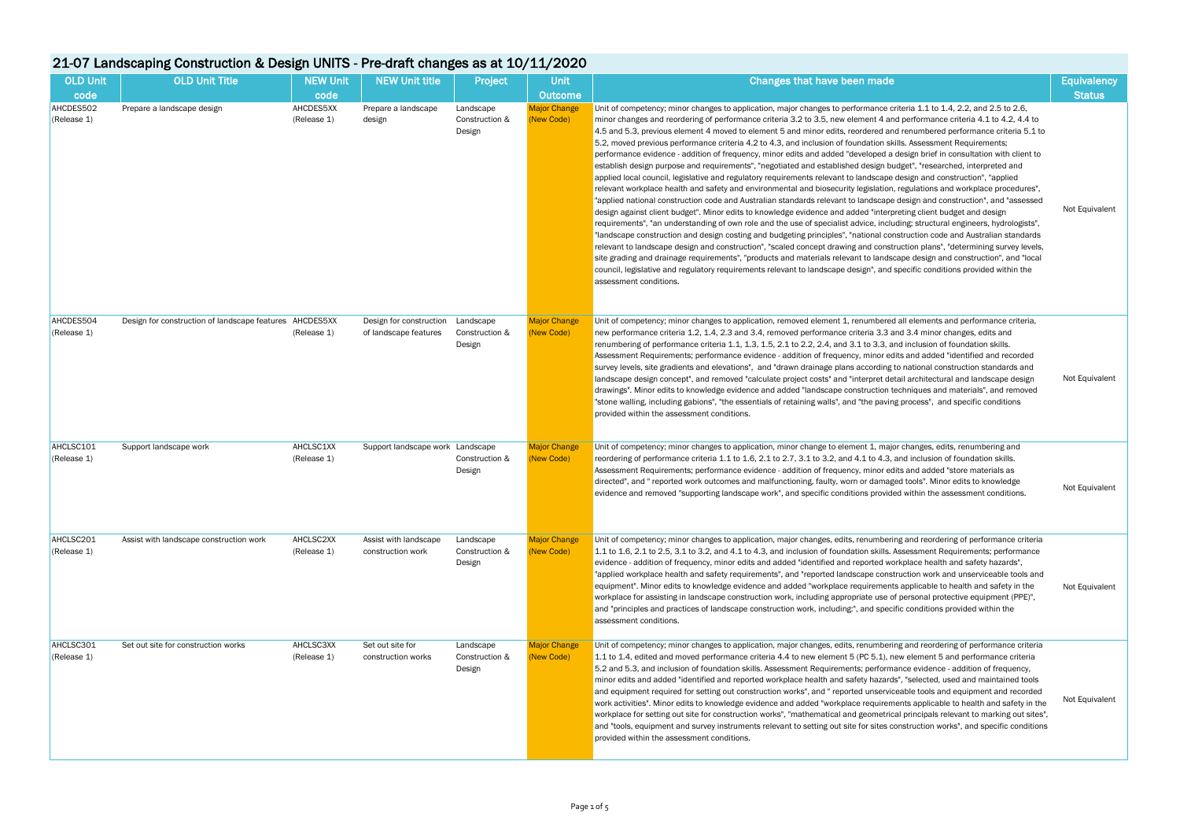# 21-07 Landscaping Construction & Design UNITS - Pre-draft changes as at 10/11/2020

| OLD Unit code | OLD Unit Title | NEW Unit code | NEW Unit title | Project | Unit Outcome | Changes that have been made | Equivalency Status |
|---|---|---|---|---|---|---|---|
| AHCDES502 (Release 1) | Prepare a landscape design | AHCDES5XX (Release 1) | Prepare a landscape design | Landscape Construction & Design | Major Change (New Code) | Unit of competency; minor changes to application, major changes to performance criteria 1.1 to 1.4, 2.2, and 2.5 to 2.6, minor changes and reordering of performance criteria 3.2 to 3.5, new element 4 and performance criteria 4.1 to 4.2, 4.4 to 4.5 and 5.3, previous element 4 moved to element 5 and minor edits, reordered and renumbered performance criteria 5.1 to 5.2, moved previous performance criteria 4.2 to 4.3, and inclusion of foundation skills. Assessment Requirements; performance evidence - addition of frequency, minor edits and added "developed a design brief in consultation with client to establish design purpose and requirements", "negotiated and established design budget", "researched, interpreted and applied local council, legislative and regulatory requirements relevant to landscape design and construction", "applied relevant workplace health and safety and environmental and biosecurity legislation, regulations and workplace procedures", "applied national construction code and Australian standards relevant to landscape design and construction", and "assessed design against client budget". Minor edits to knowledge evidence and added "interpreting client budget and design requirements", "an understanding of own role and the use of specialist advice, including; structural engineers, hydrologists", "landscape construction and design costing and budgeting principles", "national construction code and Australian standards relevant to landscape design and construction", "scaled concept drawing and construction plans", "determining survey levels, site grading and drainage requirements", "products and materials relevant to landscape design and construction", and "local council, legislative and regulatory requirements relevant to landscape design", and specific conditions provided within the assessment conditions. | Not Equivalent |
| AHCDES504 (Release 1) | Design for construction of landscape features | AHCDES5XX (Release 1) | Design for construction of landscape features | Landscape Construction & Design | Major Change (New Code) | Unit of competency; minor changes to application, removed element 1, renumbered all elements and performance criteria, new performance criteria 1.2, 1.4, 2.3 and 3.4, removed performance criteria 3.3 and 3.4 minor changes, edits and renumbering of performance criteria 1.1, 1.3, 1.5, 2.1 to 2.2, 2.4, and 3.1 to 3.3, and inclusion of foundation skills. Assessment Requirements; performance evidence - addition of frequency, minor edits and added "identified and recorded survey levels, site gradients and elevations", and "drawn drainage plans according to national construction standards and landscape design concept", and removed "calculate project costs" and "interpret detail architectural and landscape design drawings". Minor edits to knowledge evidence and added "landscape construction techniques and materials", and removed "stone walling, including gabions", "the essentials of retaining walls", and "the paving process", and specific conditions provided within the assessment conditions. | Not Equivalent |
| AHCLSC101 (Release 1) | Support landscape work | AHCLSC1XX (Release 1) | Support landscape work | Landscape Construction & Design | Major Change (New Code) | Unit of competency; minor changes to application, minor change to element 1, major changes, edits, renumbering and reordering of performance criteria 1.1 to 1.6, 2.1 to 2.7, 3.1 to 3.2, and 4.1 to 4.3, and inclusion of foundation skills. Assessment Requirements; performance evidence - addition of frequency, minor edits and added "store materials as directed", and " reported work outcomes and malfunctioning, faulty, worn or damaged tools". Minor edits to knowledge evidence and removed "supporting landscape work", and specific conditions provided within the assessment conditions. | Not Equivalent |
| AHCLSC201 (Release 1) | Assist with landscape construction work | AHCLSC2XX (Release 1) | Assist with landscape construction work | Landscape Construction & Design | Major Change (New Code) | Unit of competency; minor changes to application, major changes, edits, renumbering and reordering of performance criteria 1.1 to 1.6, 2.1 to 2.5, 3.1 to 3.2, and 4.1 to 4.3, and inclusion of foundation skills. Assessment Requirements; performance evidence - addition of frequency, minor edits and added "identified and reported workplace health and safety hazards", "applied workplace health and safety requirements", and "reported landscape construction work and unserviceable tools and equipment". Minor edits to knowledge evidence and added "workplace requirements applicable to health and safety in the workplace for assisting in landscape construction work, including appropriate use of personal protective equipment (PPE)", and "principles and practices of landscape construction work, including:", and specific conditions provided within the assessment conditions. | Not Equivalent |
| AHCLSC301 (Release 1) | Set out site for construction works | AHCLSC3XX (Release 1) | Set out site for construction works | Landscape Construction & Design | Major Change (New Code) | Unit of competency; minor changes to application, major changes, edits, renumbering and reordering of performance criteria 1.1 to 1.4, edited and moved performance criteria 4.4 to new element 5 (PC 5.1), new element 5 and performance criteria 5.2 and 5.3, and inclusion of foundation skills. Assessment Requirements; performance evidence - addition of frequency, minor edits and added "identified and reported workplace health and safety hazards", "selected, used and maintained tools and equipment required for setting out construction works", and " reported unserviceable tools and equipment and recorded work activities". Minor edits to knowledge evidence and added "workplace requirements applicable to health and safety in the workplace for setting out site for construction works", "mathematical and geometrical principals relevant to marking out sites", and "tools, equipment and survey instruments relevant to setting out site for sites construction works", and specific conditions provided within the assessment conditions. | Not Equivalent |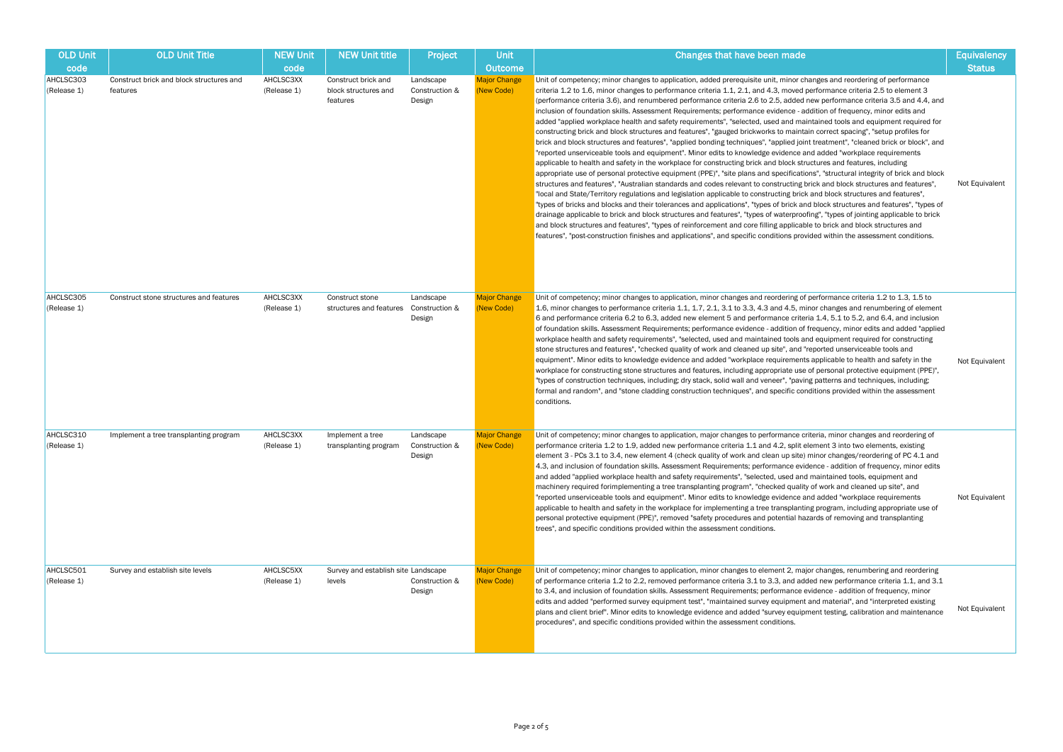| OLD Unit code | OLD Unit Title | NEW Unit code | NEW Unit title | Project | Unit Outcome | Changes that have been made | Equivalency Status |
|---|---|---|---|---|---|---|---|
| AHCLSC303 (Release 1) | Construct brick and block structures and features | AHCLSC3XX (Release 1) | Construct brick and block structures and features | Landscape Construction & Design | Major Change (New Code) | Unit of competency; minor changes to application, added prerequisite unit, minor changes and reordering of performance criteria 1.2 to 1.6, minor changes to performance criteria 1.1, 2.1, and 4.3, moved performance criteria 2.5 to element 3 (performance criteria 3.6), and renumbered performance criteria 2.6 to 2.5, added new performance criteria 3.5 and 4.4, and inclusion of foundation skills. Assessment Requirements; performance evidence - addition of frequency, minor edits and added "applied workplace health and safety requirements", "selected, used and maintained tools and equipment required for constructing brick and block structures and features", "gauged brickworks to maintain correct spacing", "setup profiles for brick and block structures and features", "applied bonding techniques", "applied joint treatment", "cleaned brick or block", and "reported unserviceable tools and equipment". Minor edits to knowledge evidence and added "workplace requirements applicable to health and safety in the workplace for constructing brick and block structures and features, including appropriate use of personal protective equipment (PPE)", "site plans and specifications", "structural integrity of brick and block structures and features", "Australian standards and codes relevant to constructing brick and block structures and features", "local and State/Territory regulations and legislation applicable to constructing brick and block structures and features", "types of bricks and blocks and their tolerances and applications", "types of brick and block structures and features", "types of drainage applicable to brick and block structures and features", "types of waterproofing", "types of jointing applicable to brick and block structures and features", "types of reinforcement and core filling applicable to brick and block structures and features", "post-construction finishes and applications", and specific conditions provided within the assessment conditions. | Not Equivalent |
| AHCLSC305 (Release 1) | Construct stone structures and features | AHCLSC3XX (Release 1) | Construct stone structures and features | Landscape Construction & Design | Major Change (New Code) | Unit of competency; minor changes to application, minor changes and reordering of performance criteria 1.2 to 1.3, 1.5 to 1.6, minor changes to performance criteria 1.1, 1.7, 2.1, 3.1 to 3.3, 4.3 and 4.5, minor changes and renumbering of element 6 and performance criteria 6.2 to 6.3, added new element 5 and performance criteria 1.4, 5.1 to 5.2, and 6.4, and inclusion of foundation skills. Assessment Requirements; performance evidence - addition of frequency, minor edits and added "applied workplace health and safety requirements", "selected, used and maintained tools and equipment required for constructing stone structures and features", "checked quality of work and cleaned up site", and "reported unserviceable tools and equipment". Minor edits to knowledge evidence and added "workplace requirements applicable to health and safety in the workplace for constructing stone structures and features, including appropriate use of personal protective equipment (PPE)", "types of construction techniques, including; dry stack, solid wall and veneer", "paving patterns and techniques, including; formal and random", and "stone cladding construction techniques", and specific conditions provided within the assessment conditions. | Not Equivalent |
| AHCLSC310 (Release 1) | Implement a tree transplanting program | AHCLSC3XX (Release 1) | Implement a tree transplanting program | Landscape Construction & Design | Major Change (New Code) | Unit of competency; minor changes to application, major changes to performance criteria, minor changes and reordering of performance criteria 1.2 to 1.9, added new performance criteria 1.1 and 4.2, split element 3 into two elements, existing element 3 - PCs 3.1 to 3.4, new element 4 (check quality of work and clean up site) minor changes/reordering of PC 4.1 and 4.3, and inclusion of foundation skills. Assessment Requirements; performance evidence - addition of frequency, minor edits and added "applied workplace health and safety requirements", "selected, used and maintained tools, equipment and machinery required forimplementing a tree transplanting program", "checked quality of work and cleaned up site", and "reported unserviceable tools and equipment". Minor edits to knowledge evidence and added "workplace requirements applicable to health and safety in the workplace for implementing a tree transplanting program, including appropriate use of personal protective equipment (PPE)", removed "safety procedures and potential hazards of removing and transplanting trees", and specific conditions provided within the assessment conditions. | Not Equivalent |
| AHCLSC501 (Release 1) | Survey and establish site levels | AHCLSC5XX (Release 1) | Survey and establish site levels | Landscape Construction & Design | Major Change (New Code) | Unit of competency; minor changes to application, minor changes to element 2, major changes, renumbering and reordering of performance criteria 1.2 to 2.2, removed performance criteria 3.1 to 3.3, and added new performance criteria 1.1, and 3.1 to 3.4, and inclusion of foundation skills. Assessment Requirements; performance evidence - addition of frequency, minor edits and added "performed survey equipment test", "maintained survey equipment and material", and "interpreted existing plans and client brief". Minor edits to knowledge evidence and added "survey equipment testing, calibration and maintenance procedures", and specific conditions provided within the assessment conditions. | Not Equivalent |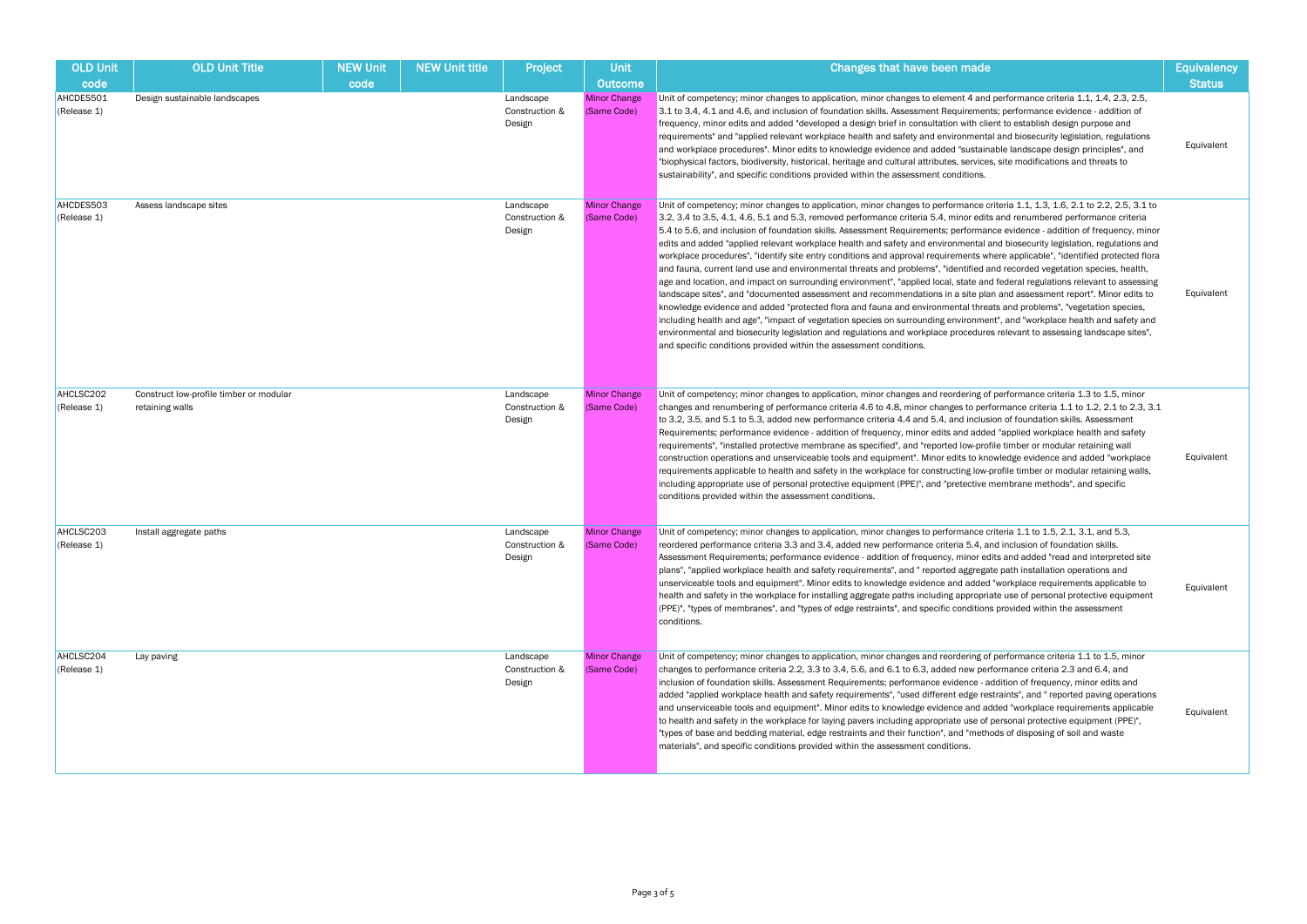| OLD Unit code | OLD Unit Title | NEW Unit code | NEW Unit title | Project | Unit Outcome | Changes that have been made | Equivalency Status |
|---|---|---|---|---|---|---|---|
| AHCDES501 (Release 1) | Design sustainable landscapes | | | Landscape Construction & Design | Minor Change (Same Code) | Unit of competency; minor changes to application, minor changes to element 4 and performance criteria 1.1, 1.4, 2.3, 2.5, 3.1 to 3.4, 4.1 and 4.6, and inclusion of foundation skills. Assessment Requirements; performance evidence - addition of frequency, minor edits and added "developed a design brief in consultation with client to establish design purpose and requirements" and "applied relevant workplace health and safety and environmental and biosecurity legislation, regulations and workplace procedures". Minor edits to knowledge evidence and added "sustainable landscape design principles", and "biophysical factors, biodiversity, historical, heritage and cultural attributes, services, site modifications and threats to sustainability", and specific conditions provided within the assessment conditions. | Equivalent |
| AHCDES503 (Release 1) | Assess landscape sites | | | Landscape Construction & Design | Minor Change (Same Code) | Unit of competency; minor changes to application, minor changes to performance criteria 1.1, 1.3, 1.6, 2.1 to 2.2, 2.5, 3.1 to 3.2, 3.4 to 3.5, 4.1, 4.6, 5.1 and 5.3, removed performance criteria 5.4, minor edits and renumbered performance criteria 5.4 to 5.6, and inclusion of foundation skills. Assessment Requirements; performance evidence - addition of frequency, minor edits and added "applied relevant workplace health and safety and environmental and biosecurity legislation, regulations and workplace procedures", "identify site entry conditions and approval requirements where applicable", "identified protected flora and fauna, current land use and environmental threats and problems", "identified and recorded vegetation species, health, age and location, and impact on surrounding environment", "applied local, state and federal regulations relevant to assessing landscape sites", and "documented assessment and recommendations in a site plan and assessment report". Minor edits to knowledge evidence and added "protected flora and fauna and environmental threats and problems", "vegetation species, including health and age", "impact of vegetation species on surrounding environment", and "workplace health and safety and environmental and biosecurity legislation and regulations and workplace procedures relevant to assessing landscape sites", and specific conditions provided within the assessment conditions. | Equivalent |
| AHCLSC202 (Release 1) | Construct low-profile timber or modular retaining walls | | | Landscape Construction & Design | Minor Change (Same Code) | Unit of competency; minor changes to application, minor changes and reordering of performance criteria 1.3 to 1.5, minor changes and renumbering of performance criteria 4.6 to 4.8, minor changes to performance criteria 1.1 to 1.2, 2.1 to 2.3, 3.1 to 3.2, 3.5, and 5.1 to 5.3, added new performance criteria 4.4 and 5.4, and inclusion of foundation skills. Assessment Requirements; performance evidence - addition of frequency, minor edits and added "applied workplace health and safety requirements", "installed protective membrane as specified", and "reported low-profile timber or modular retaining wall construction operations and unserviceable tools and equipment". Minor edits to knowledge evidence and added "workplace requirements applicable to health and safety in the workplace for constructing low-profile timber or modular retaining walls, including appropriate use of personal protective equipment (PPE)", and "protective membrane methods", and specific conditions provided within the assessment conditions. | Equivalent |
| AHCLSC203 (Release 1) | Install aggregate paths | | | Landscape Construction & Design | Minor Change (Same Code) | Unit of competency; minor changes to application, minor changes to performance criteria 1.1 to 1.5, 2.1, 3.1, and 5.3, reordered performance criteria 3.3 and 3.4, added new performance criteria 5.4, and inclusion of foundation skills. Assessment Requirements; performance evidence - addition of frequency, minor edits and added "read and interpreted site plans", "applied workplace health and safety requirements", and " reported aggregate path installation operations and unserviceable tools and equipment". Minor edits to knowledge evidence and added "workplace requirements applicable to health and safety in the workplace for installing aggregate paths including appropriate use of personal protective equipment (PPE)", "types of membranes", and "types of edge restraints", and specific conditions provided within the assessment conditions. | Equivalent |
| AHCLSC204 (Release 1) | Lay paving | | | Landscape Construction & Design | Minor Change (Same Code) | Unit of competency; minor changes to application, minor changes and reordering of performance criteria 1.1 to 1.5, minor changes to performance criteria 2.2, 3.3 to 3.4, 5.6, and 6.1 to 6.3, added new performance criteria 2.3 and 6.4, and inclusion of foundation skills. Assessment Requirements; performance evidence - addition of frequency, minor edits and added "applied workplace health and safety requirements", "used different edge restraints", and " reported paving operations and unserviceable tools and equipment". Minor edits to knowledge evidence and added "workplace requirements applicable to health and safety in the workplace for laying pavers including appropriate use of personal protective equipment (PPE)", "types of base and bedding material, edge restraints and their function", and "methods of disposing of soil and waste materials", and specific conditions provided within the assessment conditions. | Equivalent |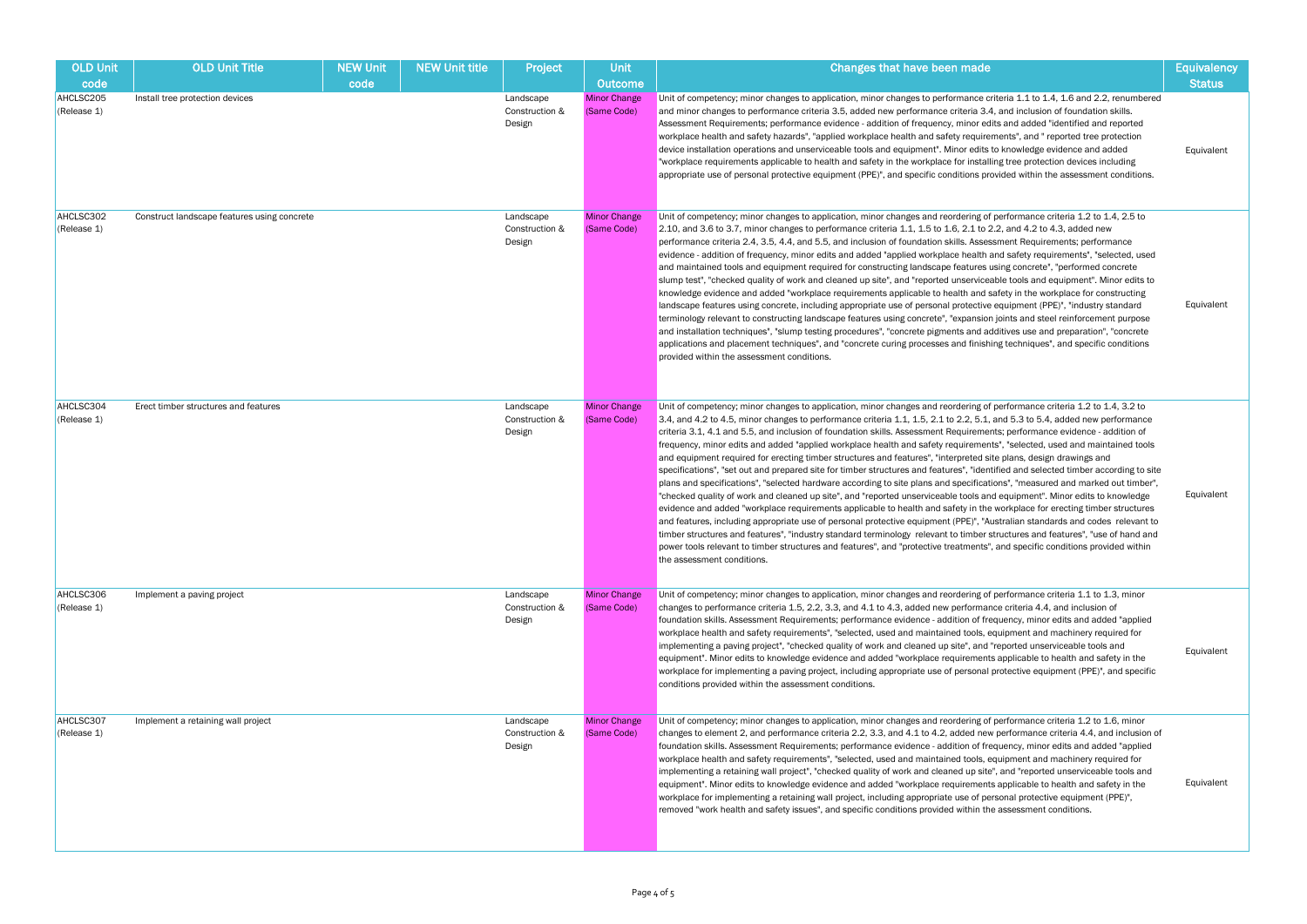| OLD Unit code | OLD Unit Title | NEW Unit code | NEW Unit title | Project | Unit Outcome | Changes that have been made | Equivalency Status |
|---|---|---|---|---|---|---|---|
| AHCLSC205 (Release 1) | Install tree protection devices | | | Landscape Construction & Design | Minor Change (Same Code) | Unit of competency; minor changes to application, minor changes to performance criteria 1.1 to 1.4, 1.6 and 2.2, renumbered and minor changes to performance criteria 3.5, added new performance criteria 3.4, and inclusion of foundation skills. Assessment Requirements; performance evidence - addition of frequency, minor edits and added "identified and reported workplace health and safety hazards", "applied workplace health and safety requirements", and " reported tree protection device installation operations and unserviceable tools and equipment". Minor edits to knowledge evidence and added "workplace requirements applicable to health and safety in the workplace for installing tree protection devices including appropriate use of personal protective equipment (PPE)", and specific conditions provided within the assessment conditions. | Equivalent |
| AHCLSC302 (Release 1) | Construct landscape features using concrete | | | Landscape Construction & Design | Minor Change (Same Code) | Unit of competency; minor changes to application, minor changes and reordering of performance criteria 1.2 to 1.4, 2.5 to 2.10, and 3.6 to 3.7, minor changes to performance criteria 1.1, 1.5 to 1.6, 2.1 to 2.2, and 4.2 to 4.3, added new performance criteria 2.4, 3.5, 4.4, and 5.5, and inclusion of foundation skills. Assessment Requirements; performance evidence - addition of frequency, minor edits and added "applied workplace health and safety requirements", "selected, used and maintained tools and equipment required for constructing landscape features using concrete", "performed concrete slump test", "checked quality of work and cleaned up site", and "reported unserviceable tools and equipment". Minor edits to knowledge evidence and added "workplace requirements applicable to health and safety in the workplace for constructing landscape features using concrete, including appropriate use of personal protective equipment (PPE)", "industry standard terminology relevant to constructing landscape features using concrete", "expansion joints and steel reinforcement purpose and installation techniques", "slump testing procedures", "concrete pigments and additives use and preparation", "concrete applications and placement techniques", and "concrete curing processes and finishing techniques", and specific conditions provided within the assessment conditions. | Equivalent |
| AHCLSC304 (Release 1) | Erect timber structures and features | | | Landscape Construction & Design | Minor Change (Same Code) | Unit of competency; minor changes to application, minor changes and reordering of performance criteria 1.2 to 1.4, 3.2 to 3.4, and 4.2 to 4.5, minor changes to performance criteria 1.1, 1.5, 2.1 to 2.2, 5.1, and 5.3 to 5.4, added new performance criteria 3.1, 4.1 and 5.5, and inclusion of foundation skills. Assessment Requirements; performance evidence - addition of frequency, minor edits and added "applied workplace health and safety requirements", "selected, used and maintained tools and equipment required for erecting timber structures and features", "interpreted site plans, design drawings and specifications", "set out and prepared site for timber structures and features", "identified and selected timber according to site plans and specifications", "selected hardware according to site plans and specifications", "measured and marked out timber", "checked quality of work and cleaned up site", and "reported unserviceable tools and equipment". Minor edits to knowledge evidence and added "workplace requirements applicable to health and safety in the workplace for erecting timber structures and features, including appropriate use of personal protective equipment (PPE)", "Australian standards and codes relevant to timber structures and features", "industry standard terminology relevant to timber structures and features", "use of hand and power tools relevant to timber structures and features", and "protective treatments", and specific conditions provided within the assessment conditions. | Equivalent |
| AHCLSC306 (Release 1) | Implement a paving project | | | Landscape Construction & Design | Minor Change (Same Code) | Unit of competency; minor changes to application, minor changes and reordering of performance criteria 1.1 to 1.3, minor changes to performance criteria 1.5, 2.2, 3.3, and 4.1 to 4.3, added new performance criteria 4.4, and inclusion of foundation skills. Assessment Requirements; performance evidence - addition of frequency, minor edits and added "applied workplace health and safety requirements", "selected, used and maintained tools, equipment and machinery required for implementing a paving project", "checked quality of work and cleaned up site", and "reported unserviceable tools and equipment". Minor edits to knowledge evidence and added "workplace requirements applicable to health and safety in the workplace for implementing a paving project, including appropriate use of personal protective equipment (PPE)", and specific conditions provided within the assessment conditions. | Equivalent |
| AHCLSC307 (Release 1) | Implement a retaining wall project | | | Landscape Construction & Design | Minor Change (Same Code) | Unit of competency; minor changes to application, minor changes and reordering of performance criteria 1.2 to 1.6, minor changes to element 2, and performance criteria 2.2, 3.3, and 4.1 to 4.2, added new performance criteria 4.4, and inclusion of foundation skills. Assessment Requirements; performance evidence - addition of frequency, minor edits and added "applied workplace health and safety requirements", "selected, used and maintained tools, equipment and machinery required for implementing a retaining wall project", "checked quality of work and cleaned up site", and "reported unserviceable tools and equipment". Minor edits to knowledge evidence and added "workplace requirements applicable to health and safety in the workplace for implementing a retaining wall project, including appropriate use of personal protective equipment (PPE)", removed "work health and safety issues", and specific conditions provided within the assessment conditions. | Equivalent |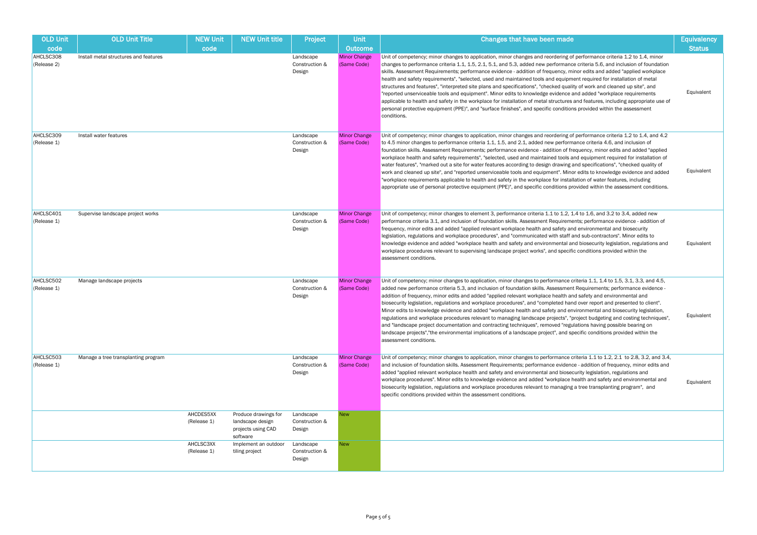| OLD Unit code | OLD Unit Title | NEW Unit code | NEW Unit title | Project | Unit Outcome | Changes that have been made | Equivalency Status |
|---|---|---|---|---|---|---|---|
| AHCLSC308 (Release 2) | Install metal structures and features | | | Landscape Construction & Design | Minor Change (Same Code) | Unit of competency; minor changes to application, minor changes and reordering of performance criteria 1.2 to 1.4, minor changes to performance criteria 1.1, 1.5, 2.1, 5.1, and 5.3, added new performance criteria 5.6, and inclusion of foundation skills. Assessment Requirements; performance evidence - addition of frequency, minor edits and added "applied workplace health and safety requirements", "selected, used and maintained tools and equipment required for installation of metal structures and features", "interpreted site plans and specifications", "checked quality of work and cleaned up site", and "reported unserviceable tools and equipment". Minor edits to knowledge evidence and added "workplace requirements applicable to health and safety in the workplace for installation of metal structures and features, including appropriate use of personal protective equipment (PPE)", and "surface finishes", and specific conditions provided within the assessment conditions. | Equivalent |
| AHCLSC309 (Release 1) | Install water features | | | Landscape Construction & Design | Minor Change (Same Code) | Unit of competency; minor changes to application, minor changes and reordering of performance criteria 1.2 to 1.4, and 4.2 to 4.5 minor changes to performance criteria 1.1, 1.5, and 2.1, added new performance criteria 4.6, and inclusion of foundation skills. Assessment Requirements; performance evidence - addition of frequency, minor edits and added "applied workplace health and safety requirements", "selected, used and maintained tools and equipment required for installation of water features", "marked out a site for water features according to design drawing and specifications", "checked quality of work and cleaned up site", and "reported unserviceable tools and equipment". Minor edits to knowledge evidence and added "workplace requirements applicable to health and safety in the workplace for installation of water features, including appropriate use of personal protective equipment (PPE)", and specific conditions provided within the assessment conditions. | Equivalent |
| AHCLSC401 (Release 1) | Supervise landscape project works | | | Landscape Construction & Design | Minor Change (Same Code) | Unit of competency; minor changes to element 3, performance criteria 1.1 to 1.2, 1.4 to 1.6, and 3.2 to 3.4, added new performance criteria 3.1, and inclusion of foundation skills. Assessment Requirements; performance evidence - addition of frequency, minor edits and added "applied relevant workplace health and safety and environmental and biosecurity legislation, regulations and workplace procedures", and "communicated with staff and sub-contractors". Minor edits to knowledge evidence and added "workplace health and safety and environmental and biosecurity legislation, regulations and workplace procedures relevant to supervising landscape project works", and specific conditions provided within the assessment conditions. | Equivalent |
| AHCLSC502 (Release 1) | Manage landscape projects | | | Landscape Construction & Design | Minor Change (Same Code) | Unit of competency; minor changes to application, minor changes to performance criteria 1.1, 1.4 to 1.5, 3.1, 3.3, and 4.5, added new performance criteria 5.3, and inclusion of foundation skills. Assessment Requirements; performance evidence - addition of frequency, minor edits and added "applied relevant workplace health and safety and environmental and biosecurity legislation, regulations and workplace procedures", and "completed hand over report and presented to client". Minor edits to knowledge evidence and added "workplace health and safety and environmental and biosecurity legislation, regulations and workplace procedures relevant to managing landscape projects", "project budgeting and costing techniques", and "landscape project documentation and contracting techniques", removed "regulations having possible bearing on landscape projects","the environmental implications of a landscape project", and specific conditions provided within the assessment conditions. | Equivalent |
| AHCLSC503 (Release 1) | Manage a tree transplanting program | | | Landscape Construction & Design | Minor Change (Same Code) | Unit of competency; minor changes to application, minor changes to performance criteria 1.1 to 1.2, 2.1 to 2.8, 3.2, and 3.4, and inclusion of foundation skills. Assessment Requirements; performance evidence - addition of frequency, minor edits and added "applied relevant workplace health and safety and environmental and biosecurity legislation, regulations and workplace procedures". Minor edits to knowledge evidence and added "workplace health and safety and environmental and biosecurity legislation, regulations and workplace procedures relevant to managing a tree transplanting program", and specific conditions provided within the assessment conditions. | Equivalent |
| | | AHCDES5XX (Release 1) | Produce drawings for landscape design projects using CAD software | Landscape Construction & Design | New | | |
| | | AHCLSC3XX (Release 1) | Implement an outdoor tiling project | Landscape Construction & Design | New | | |